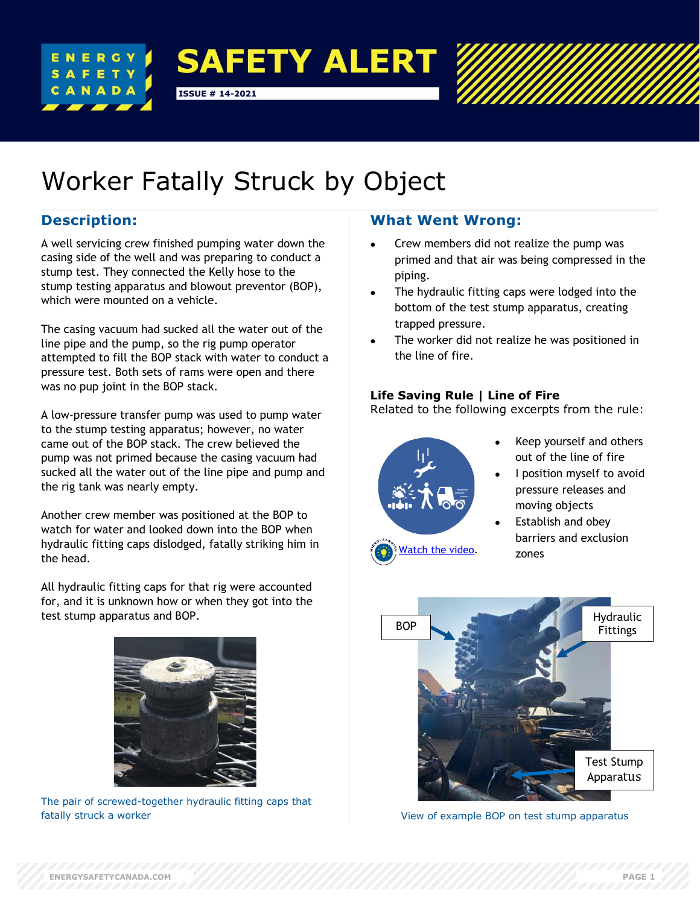ENERGY SAFETY CANADA

# SAFETY ALERT

ISSUE # 14-2021

# Worker Fatally Struck by Object

## Description:

A well servicing crew finished pumping water down the casing side of the well and was preparing to conduct a stump test. They connected the Kelly hose to the stump testing apparatus and blowout preventor (BOP), which were mounted on a vehicle.

The casing vacuum had sucked all the water out of the line pipe and the pump, so the rig pump operator attempted to fill the BOP stack with water to conduct a pressure test. Both sets of rams were open and there was no pup joint in the BOP stack.

A low-pressure transfer pump was used to pump water to the stump testing apparatus; however, no water came out of the BOP stack. The crew believed the pump was not primed because the casing vacuum had sucked all the water out of the line pipe and pump and the rig tank was nearly empty.

Another crew member was positioned at the BOP to watch for water and looked down into the BOP when hydraulic fitting caps dislodged, fatally striking him in the head.

All hydraulic fitting caps for that rig were accounted for, and it is unknown how or when they got into the test stump apparatus and BOP.

The pair of screwed-together hydraulic fitting caps that fatally struck a worker

## What Went Wrong:

- Crew members did not realize the pump was primed and that air was being compressed in the piping.
- The hydraulic fitting caps were lodged into the bottom of the test stump apparatus, creating trapped pressure.
- The worker did not realize he was positioned in the line of fire.

**Life Saving Rule | Line of Fire**
Related to the following excerpts from the rule:

- Keep yourself and others out of the line of fire
- I position myself to avoid pressure releases and moving objects
- Establish and obey barriers and exclusion zones

Watch the video.

BOP

Hydraulic Fittings

Test Stump Apparatus

View of example BOP on test stump apparatus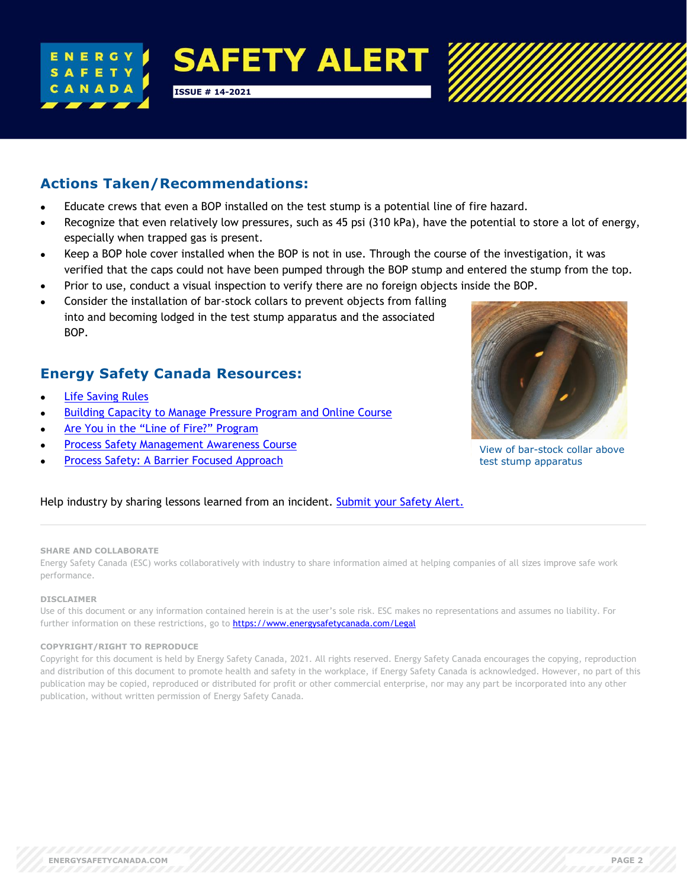## Actions Taken/Recommendations:

- Educate crews that even a BOP installed on the test stump is a potential line of fire hazard.
- Recognize that even relatively low pressures, such as 45 psi (310 kPa), have the potential to store a lot of energy, especially when trapped gas is present.
- Keep a BOP hole cover installed when the BOP is not in use. Through the course of the investigation, it was verified that the caps could not have been pumped through the BOP stump and entered the stump from the top.
- Prior to use, conduct a visual inspection to verify there are no foreign objects inside the BOP.
- Consider the installation of bar-stock collars to prevent objects from falling into and becoming lodged in the test stump apparatus and the associated BOP.

View of bar-stock collar above test stump apparatus

## Energy Safety Canada Resources:

- Life Saving Rules
- Building Capacity to Manage Pressure Program and Online Course
- Are You in the "Line of Fire?" Program
- Process Safety Management Awareness Course
- Process Safety: A Barrier Focused Approach

Help industry by sharing lessons learned from an incident. Submit your Safety Alert.

**SHARE AND COLLABORATE**

Energy Safety Canada (ESC) works collaboratively with industry to share information aimed at helping companies of all sizes improve safe work performance.

**DISCLAIMER**

Use of this document or any information contained herein is at the user's sole risk. ESC makes no representations and assumes no liability. For further information on these restrictions, go to https://www.energysafetycanada.com/Legal

**COPYRIGHT/RIGHT TO REPRODUCE**

Copyright for this document is held by Energy Safety Canada, 2021. All rights reserved. Energy Safety Canada encourages the copying, reproduction and distribution of this document to promote health and safety in the workplace, if Energy Safety Canada is acknowledged. However, no part of this publication may be copied, reproduced or distributed for profit or other commercial enterprise, nor may any part be incorporated into any other publication, without written permission of Energy Safety Canada.